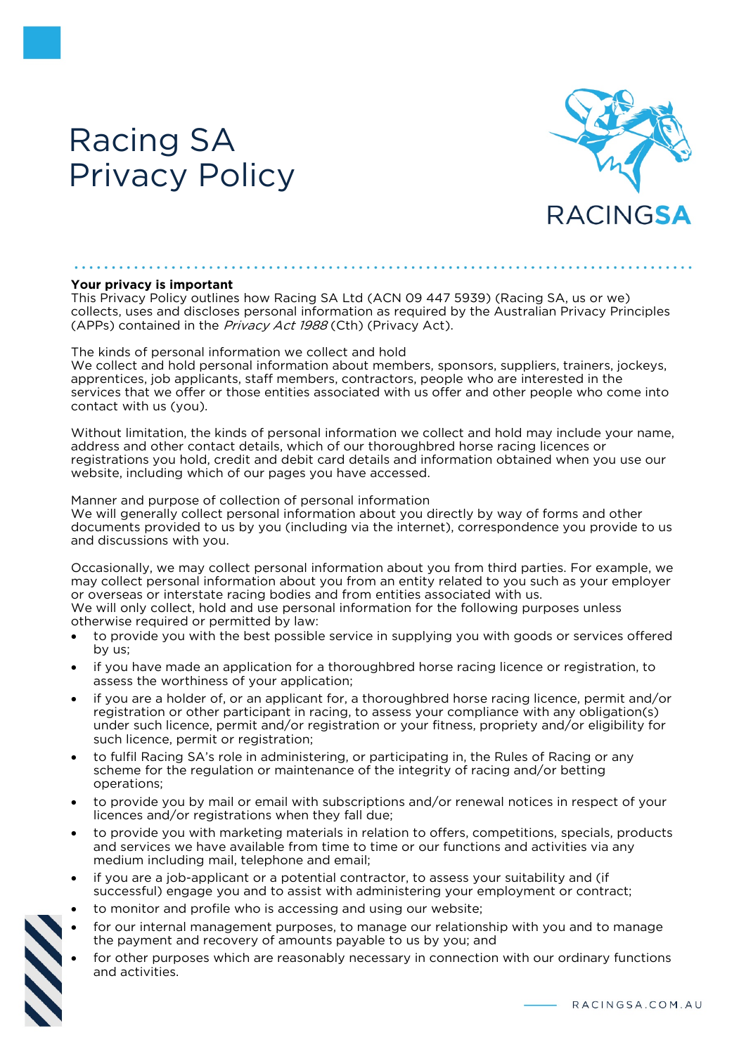# Racing SA Privacy Policy

**Your privacy is important**
This Privacy Policy outlines how Racing SA Ltd (ACN 09 447 5939) (Racing SA, us or we) collects, uses and discloses personal information as required by the Australian Privacy Principles (APPs) contained in the *Privacy Act 1988* (Cth) (Privacy Act).

The kinds of personal information we collect and hold
We collect and hold personal information about members, sponsors, suppliers, trainers, jockeys, apprentices, job applicants, staff members, contractors, people who are interested in the services that we offer or those entities associated with us offer and other people who come into contact with us (you).

Without limitation, the kinds of personal information we collect and hold may include your name, address and other contact details, which of our thoroughbred horse racing licences or registrations you hold, credit and debit card details and information obtained when you use our website, including which of our pages you have accessed.

Manner and purpose of collection of personal information
We will generally collect personal information about you directly by way of forms and other documents provided to us by you (including via the internet), correspondence you provide to us and discussions with you.

Occasionally, we may collect personal information about you from third parties. For example, we may collect personal information about you from an entity related to you such as your employer or overseas or interstate racing bodies and from entities associated with us.
We will only collect, hold and use personal information for the following purposes unless otherwise required or permitted by law:

- to provide you with the best possible service in supplying you with goods or services offered by us;
- if you have made an application for a thoroughbred horse racing licence or registration, to assess the worthiness of your application;
- if you are a holder of, or an applicant for, a thoroughbred horse racing licence, permit and/or registration or other participant in racing, to assess your compliance with any obligation(s) under such licence, permit and/or registration or your fitness, propriety and/or eligibility for such licence, permit or registration;
- to fulfil Racing SA's role in administering, or participating in, the Rules of Racing or any scheme for the regulation or maintenance of the integrity of racing and/or betting operations;
- to provide you by mail or email with subscriptions and/or renewal notices in respect of your licences and/or registrations when they fall due;
- to provide you with marketing materials in relation to offers, competitions, specials, products and services we have available from time to time or our functions and activities via any medium including mail, telephone and email;
- if you are a job-applicant or a potential contractor, to assess your suitability and (if successful) engage you and to assist with administering your employment or contract;
- to monitor and profile who is accessing and using our website;
- for our internal management purposes, to manage our relationship with you and to manage the payment and recovery of amounts payable to us by you; and
- for other purposes which are reasonably necessary in connection with our ordinary functions and activities.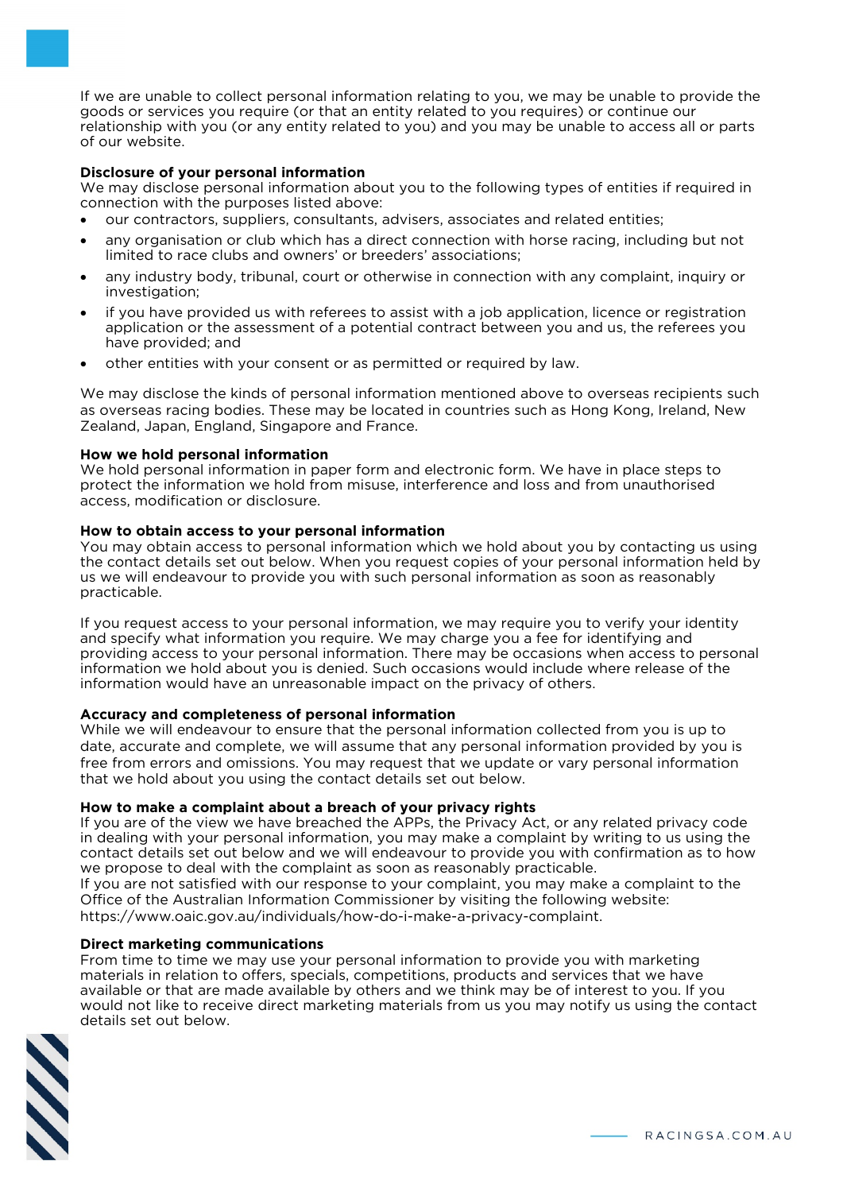If we are unable to collect personal information relating to you, we may be unable to provide the goods or services you require (or that an entity related to you requires) or continue our relationship with you (or any entity related to you) and you may be unable to access all or parts of our website.

**Disclosure of your personal information**
We may disclose personal information about you to the following types of entities if required in connection with the purposes listed above:

- our contractors, suppliers, consultants, advisers, associates and related entities;
- any organisation or club which has a direct connection with horse racing, including but not limited to race clubs and owners' or breeders' associations;
- any industry body, tribunal, court or otherwise in connection with any complaint, inquiry or investigation;
- if you have provided us with referees to assist with a job application, licence or registration application or the assessment of a potential contract between you and us, the referees you have provided; and
- other entities with your consent or as permitted or required by law.

We may disclose the kinds of personal information mentioned above to overseas recipients such as overseas racing bodies. These may be located in countries such as Hong Kong, Ireland, New Zealand, Japan, England, Singapore and France.

**How we hold personal information**
We hold personal information in paper form and electronic form. We have in place steps to protect the information we hold from misuse, interference and loss and from unauthorised access, modification or disclosure.

**How to obtain access to your personal information**
You may obtain access to personal information which we hold about you by contacting us using the contact details set out below. When you request copies of your personal information held by us we will endeavour to provide you with such personal information as soon as reasonably practicable.

If you request access to your personal information, we may require you to verify your identity and specify what information you require. We may charge you a fee for identifying and providing access to your personal information. There may be occasions when access to personal information we hold about you is denied. Such occasions would include where release of the information would have an unreasonable impact on the privacy of others.

**Accuracy and completeness of personal information**
While we will endeavour to ensure that the personal information collected from you is up to date, accurate and complete, we will assume that any personal information provided by you is free from errors and omissions. You may request that we update or vary personal information that we hold about you using the contact details set out below.

**How to make a complaint about a breach of your privacy rights**
If you are of the view we have breached the APPs, the Privacy Act, or any related privacy code in dealing with your personal information, you may make a complaint by writing to us using the contact details set out below and we will endeavour to provide you with confirmation as to how we propose to deal with the complaint as soon as reasonably practicable.
If you are not satisfied with our response to your complaint, you may make a complaint to the Office of the Australian Information Commissioner by visiting the following website: https://www.oaic.gov.au/individuals/how-do-i-make-a-privacy-complaint.

**Direct marketing communications**
From time to time we may use your personal information to provide you with marketing materials in relation to offers, specials, competitions, products and services that we have available or that are made available by others and we think may be of interest to you. If you would not like to receive direct marketing materials from us you may notify us using the contact details set out below.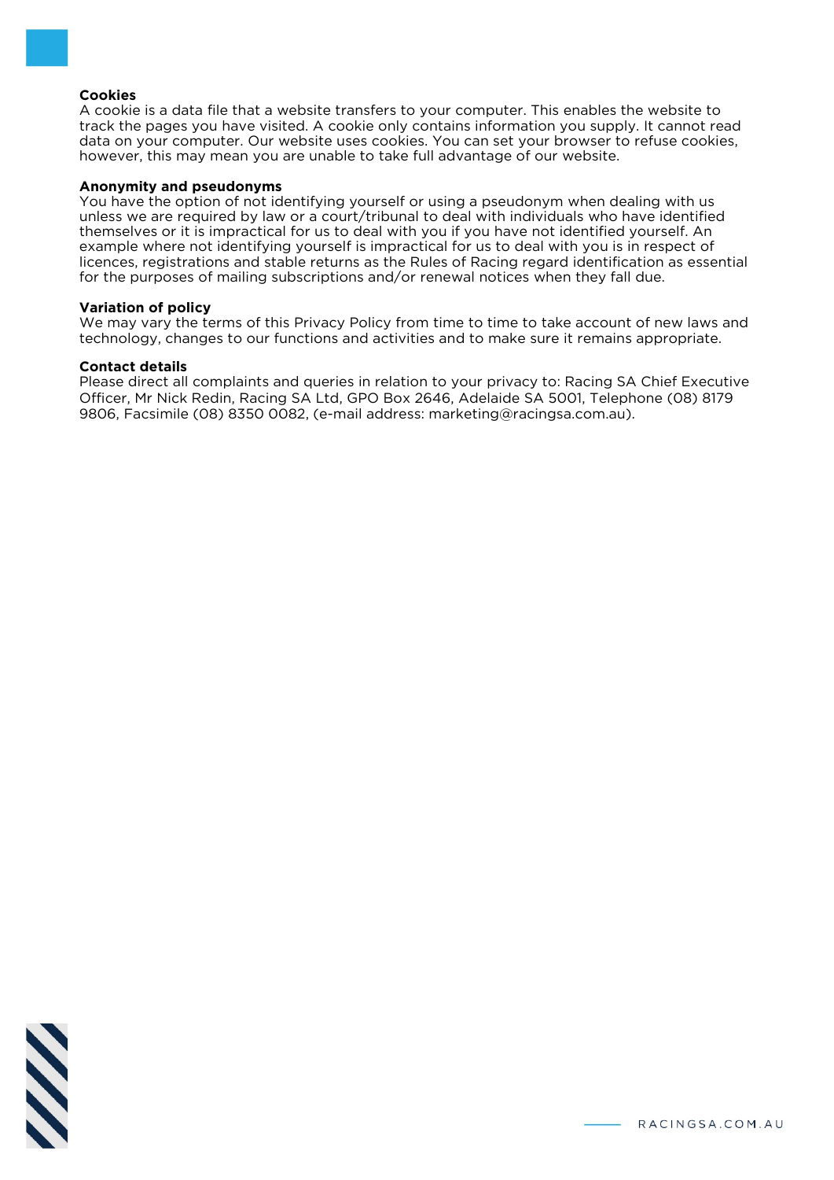**Cookies**
A cookie is a data file that a website transfers to your computer. This enables the website to track the pages you have visited. A cookie only contains information you supply. It cannot read data on your computer. Our website uses cookies. You can set your browser to refuse cookies, however, this may mean you are unable to take full advantage of our website.

**Anonymity and pseudonyms**
You have the option of not identifying yourself or using a pseudonym when dealing with us unless we are required by law or a court/tribunal to deal with individuals who have identified themselves or it is impractical for us to deal with you if you have not identified yourself. An example where not identifying yourself is impractical for us to deal with you is in respect of licences, registrations and stable returns as the Rules of Racing regard identification as essential for the purposes of mailing subscriptions and/or renewal notices when they fall due.

**Variation of policy**
We may vary the terms of this Privacy Policy from time to time to take account of new laws and technology, changes to our functions and activities and to make sure it remains appropriate.

**Contact details**
Please direct all complaints and queries in relation to your privacy to: Racing SA Chief Executive Officer, Mr Nick Redin, Racing SA Ltd, GPO Box 2646, Adelaide SA 5001, Telephone (08) 8179 9806, Facsimile (08) 8350 0082, (e-mail address: marketing@racingsa.com.au).